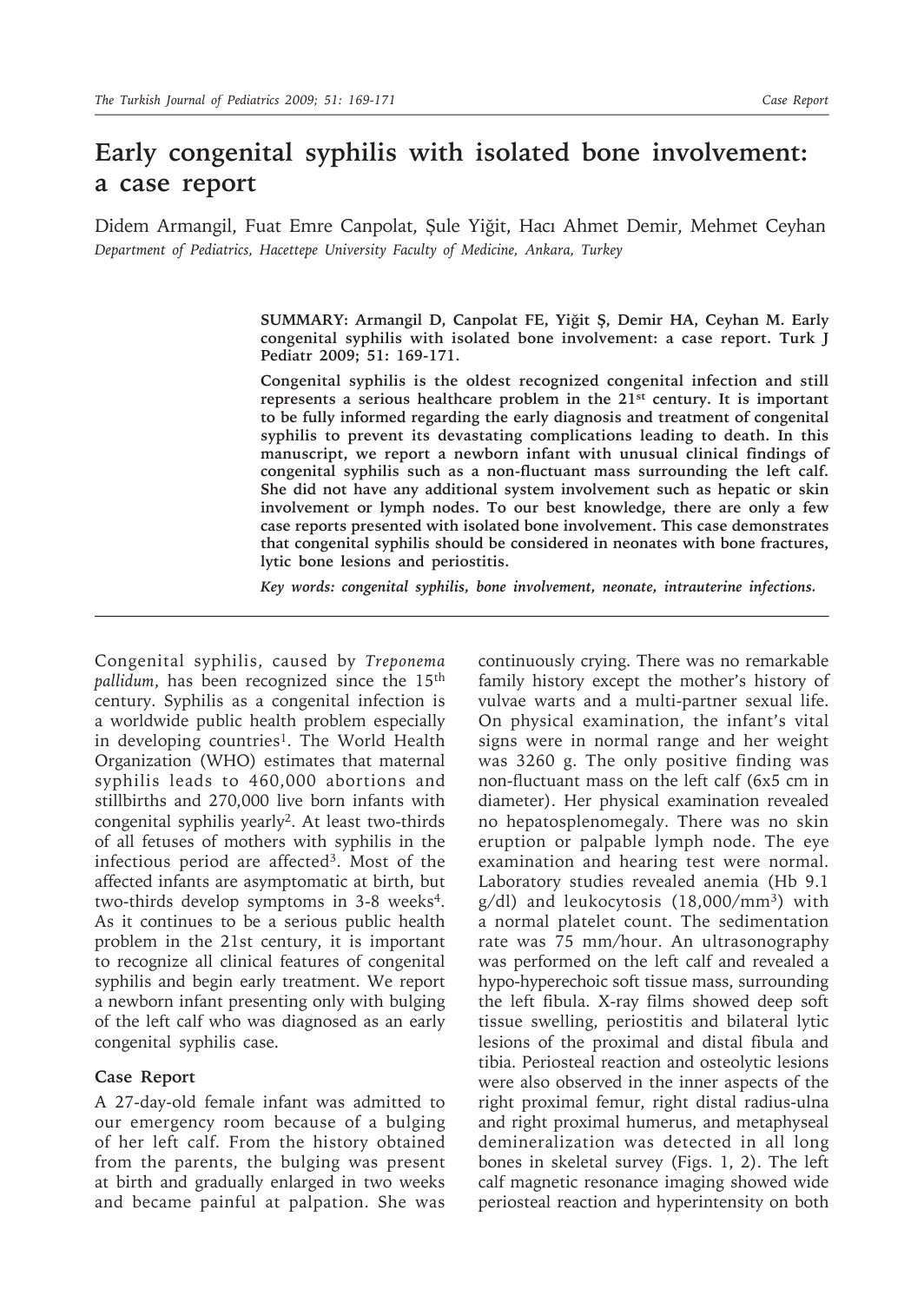# Early congenital syphilis with isolated bone involvement: a case report

Didem Armangil, Fuat Emre Canpolat, Şule Yiğit, Hacı Ahmet Demir, Mehmet Ceyhan

*Department of Pediatrics, Hacettepe University Faculty of Medicine, Ankara, Turkey*

**SUMMARY: Armangil D, Canpolat FE, Yiğit Ş, Demir HA, Ceyhan M. Early congenital syphilis with isolated bone involvement: a case report. Turk J Pediatr 2009; 51: 169-171.**

**Congenital syphilis is the oldest recognized congenital infection and still represents a serious healthcare problem in the 21st century. It is important to be fully informed regarding the early diagnosis and treatment of congenital syphilis to prevent its devastating complications leading to death. In this manuscript, we report a newborn infant with unusual clinical findings of congenital syphilis such as a non-fluctuant mass surrounding the left calf. She did not have any additional system involvement such as hepatic or skin involvement or lymph nodes. To our best knowledge, there are only a few case reports presented with isolated bone involvement. This case demonstrates that congenital syphilis should be considered in neonates with bone fractures, lytic bone lesions and periostitis.**

***Key words: congenital syphilis, bone involvement, neonate, intrauterine infections.***

---

Congenital syphilis, caused by *Treponema pallidum*, has been recognized since the 15th century. Syphilis as a congenital infection is a worldwide public health problem especially in developing countries[1]. The World Health Organization (WHO) estimates that maternal syphilis leads to 460,000 abortions and stillbirths and 270,000 live born infants with congenital syphilis yearly[2]. At least two-thirds of all fetuses of mothers with syphilis in the infectious period are affected[3]. Most of the affected infants are asymptomatic at birth, but two-thirds develop symptoms in 3-8 weeks[4]. As it continues to be a serious public health problem in the 21st century, it is important to recognize all clinical features of congenital syphilis and begin early treatment. We report a newborn infant presenting only with bulging of the left calf who was diagnosed as an early congenital syphilis case.

## Case Report

A 27-day-old female infant was admitted to our emergency room because of a bulging of her left calf. From the history obtained from the parents, the bulging was present at birth and gradually enlarged in two weeks and became painful at palpation. She was continuously crying. There was no remarkable family history except the mother's history of vulvae warts and a multi-partner sexual life. On physical examination, the infant's vital signs were in normal range and her weight was 3260 g. The only positive finding was non-fluctuant mass on the left calf (6x5 cm in diameter). Her physical examination revealed no hepatosplenomegaly. There was no skin eruption or palpable lymph node. The eye examination and hearing test were normal. Laboratory studies revealed anemia (Hb 9.1 g/dl) and leukocytosis (18,000/mm$^3$) with a normal platelet count. The sedimentation rate was 75 mm/hour. An ultrasonography was performed on the left calf and revealed a hypo-hyperechoic soft tissue mass, surrounding the left fibula. X-ray films showed deep soft tissue swelling, periostitis and bilateral lytic lesions of the proximal and distal fibula and tibia. Periosteal reaction and osteolytic lesions were also observed in the inner aspects of the right proximal femur, right distal radius-ulna and right proximal humerus, and metaphyseal demineralization was detected in all long bones in skeletal survey (Figs. 1, 2). The left calf magnetic resonance imaging showed wide periosteal reaction and hyperintensity on both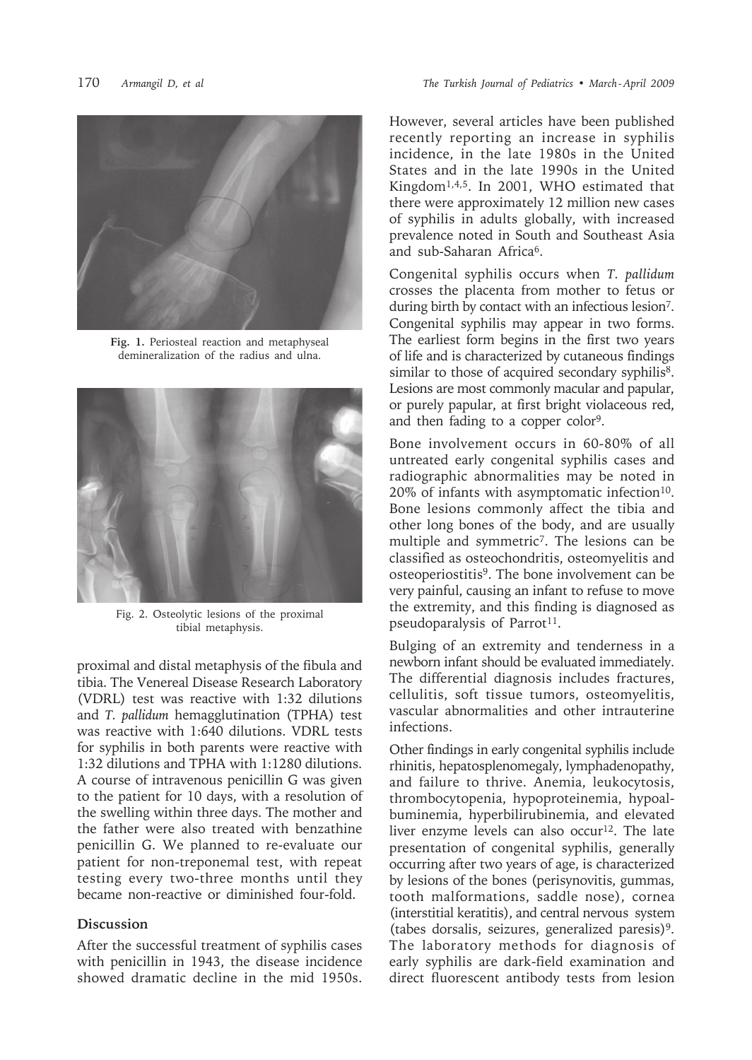Fig. 1. Periosteal reaction and metaphyseal demineralization of the radius and ulna.

Fig. 2. Osteolytic lesions of the proximal tibial metaphysis.

proximal and distal metaphysis of the fibula and tibia. The Venereal Disease Research Laboratory (VDRL) test was reactive with 1:32 dilutions and *T. pallidum* hemagglutination (TPHA) test was reactive with 1:640 dilutions. VDRL tests for syphilis in both parents were reactive with 1:32 dilutions and TPHA with 1:1280 dilutions. A course of intravenous penicillin G was given to the patient for 10 days, with a resolution of the swelling within three days. The mother and the father were also treated with benzathine penicillin G. We planned to re-evaluate our patient for non-treponemal test, with repeat testing every two-three months until they became non-reactive or diminished four-fold.

## Discussion

After the successful treatment of syphilis cases with penicillin in 1943, the disease incidence showed dramatic decline in the mid 1950s. However, several articles have been published recently reporting an increase in syphilis incidence, in the late 1980s in the United States and in the late 1990s in the United Kingdom[1,4,5]. In 2001, WHO estimated that there were approximately 12 million new cases of syphilis in adults globally, with increased prevalence noted in South and Southeast Asia and sub-Saharan Africa[6].

Congenital syphilis occurs when *T. pallidum* crosses the placenta from mother to fetus or during birth by contact with an infectious lesion[7]. Congenital syphilis may appear in two forms. The earliest form begins in the first two years of life and is characterized by cutaneous findings similar to those of acquired secondary syphilis[8]. Lesions are most commonly macular and papular, or purely papular, at first bright violaceous red, and then fading to a copper color[9].

Bone involvement occurs in 60-80% of all untreated early congenital syphilis cases and radiographic abnormalities may be noted in 20% of infants with asymptomatic infection[10]. Bone lesions commonly affect the tibia and other long bones of the body, and are usually multiple and symmetric[7]. The lesions can be classified as osteochondritis, osteomyelitis and osteoperiostitis[9]. The bone involvement can be very painful, causing an infant to refuse to move the extremity, and this finding is diagnosed as pseudoparalysis of Parrot[11].

Bulging of an extremity and tenderness in a newborn infant should be evaluated immediately. The differential diagnosis includes fractures, cellulitis, soft tissue tumors, osteomyelitis, vascular abnormalities and other intrauterine infections.

Other findings in early congenital syphilis include rhinitis, hepatosplenomegaly, lymphadenopathy, and failure to thrive. Anemia, leukocytosis, thrombocytopenia, hypoproteinemia, hypoalbuminemia, hyperbilirubinemia, and elevated liver enzyme levels can also occur[12]. The late presentation of congenital syphilis, generally occurring after two years of age, is characterized by lesions of the bones (perisynovitis, gummas, tooth malformations, saddle nose), cornea (interstitial keratitis), and central nervous system (tabes dorsalis, seizures, generalized paresis)[9]. The laboratory methods for diagnosis of early syphilis are dark-field examination and direct fluorescent antibody tests from lesion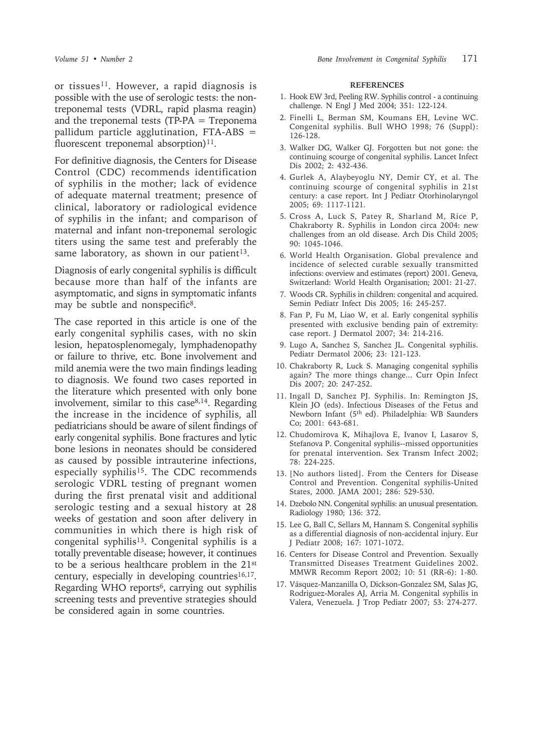or tissues[11]. However, a rapid diagnosis is possible with the use of serologic tests: the non-treponemal tests (VDRL, rapid plasma reagin) and the treponemal tests (TP-PA = Treponema pallidum particle agglutination, FTA-ABS = fluorescent treponemal absorption)[11].

For definitive diagnosis, the Centers for Disease Control (CDC) recommends identification of syphilis in the mother; lack of evidence of adequate maternal treatment; presence of clinical, laboratory or radiological evidence of syphilis in the infant; and comparison of maternal and infant non-treponemal serologic titers using the same test and preferably the same laboratory, as shown in our patient[13].

Diagnosis of early congenital syphilis is difficult because more than half of the infants are asymptomatic, and signs in symptomatic infants may be subtle and nonspecific[8].

The case reported in this article is one of the early congenital syphilis cases, with no skin lesion, hepatosplenomegaly, lymphadenopathy or failure to thrive, etc. Bone involvement and mild anemia were the two main findings leading to diagnosis. We found two cases reported in the literature which presented with only bone involvement, similar to this case[8,14]. Regarding the increase in the incidence of syphilis, all pediatricians should be aware of silent findings of early congenital syphilis. Bone fractures and lytic bone lesions in neonates should be considered as caused by possible intrauterine infections, especially syphilis[15]. The CDC recommends serologic VDRL testing of pregnant women during the first prenatal visit and additional serologic testing and a sexual history at 28 weeks of gestation and soon after delivery in communities in which there is high risk of congenital syphilis[13]. Congenital syphilis is a totally preventable disease; however, it continues to be a serious healthcare problem in the 21st century, especially in developing countries[16,17]. Regarding WHO reports[6], carrying out syphilis screening tests and preventive strategies should be considered again in some countries.

## REFERENCES

1. Hook EW 3rd, Peeling RW. Syphilis control - a continuing challenge. N Engl J Med 2004; 351: 122-124.
2. Finelli L, Berman SM, Koumans EH, Levine WC. Congenital syphilis. Bull WHO 1998; 76 (Suppl): 126-128.
3. Walker DG, Walker GJ. Forgotten but not gone: the continuing scourge of congenital syphilis. Lancet Infect Dis 2002; 2: 432-436.
4. Gurlek A, Alaybeyoglu NY, Demir CY, et al. The continuing scourge of congenital syphilis in 21st century: a case report. Int J Pediatr Otorhinolaryngol 2005; 69: 1117-1121.
5. Cross A, Luck S, Patey R, Sharland M, Rice P, Chakraborty R. Syphilis in London circa 2004: new challenges from an old disease. Arch Dis Child 2005; 90: 1045-1046.
6. World Health Organisation. Global prevalence and incidence of selected curable sexually transmitted infections: overview and estimates (report) 2001. Geneva, Switzerland: World Health Organisation; 2001: 21-27.
7. Woods CR. Syphilis in children: congenital and acquired. Semin Pediatr Infect Dis 2005; 16: 245-257.
8. Fan P, Fu M, Liao W, et al. Early congenital syphilis presented with exclusive bending pain of extremity: case report. J Dermatol 2007; 34: 214-216.
9. Lugo A, Sanchez S, Sanchez JL. Congenital syphilis. Pediatr Dermatol 2006; 23: 121-123.
10. Chakraborty R, Luck S. Managing congenital syphilis again? The more things change... Curr Opin Infect Dis 2007; 20: 247-252.
11. Ingall D, Sanchez PJ. Syphilis. In: Remington JS, Klein JO (eds). Infectious Diseases of the Fetus and Newborn Infant (5th ed). Philadelphia: WB Saunders Co; 2001: 643-681.
12. Chudomirova K, Mihajlova E, Ivanov I, Lasarov S, Stefanova P. Congenital syphilis--missed opportunities for prenatal intervention. Sex Transm Infect 2002; 78: 224-225.
13. [No authors listed]. From the Centers for Disease Control and Prevention. Congenital syphilis-United States, 2000. JAMA 2001; 286: 529-530.
14. Dzebolo NN. Congenital syphilis: an unusual presentation. Radiology 1980; 136: 372.
15. Lee G, Ball C, Sellars M, Hannam S. Congenital syphilis as a differential diagnosis of non-accidental injury. Eur J Pediatr 2008; 167: 1071-1072.
16. Centers for Disease Control and Prevention. Sexually Transmitted Diseases Treatment Guidelines 2002. MMWR Recomm Report 2002; 10: 51 (RR-6): 1-80.
17. Vásquez-Manzanilla O, Dickson-Gonzalez SM, Salas JG, Rodriguez-Morales AJ, Arria M. Congenital syphilis in Valera, Venezuela. J Trop Pediatr 2007; 53: 274-277.